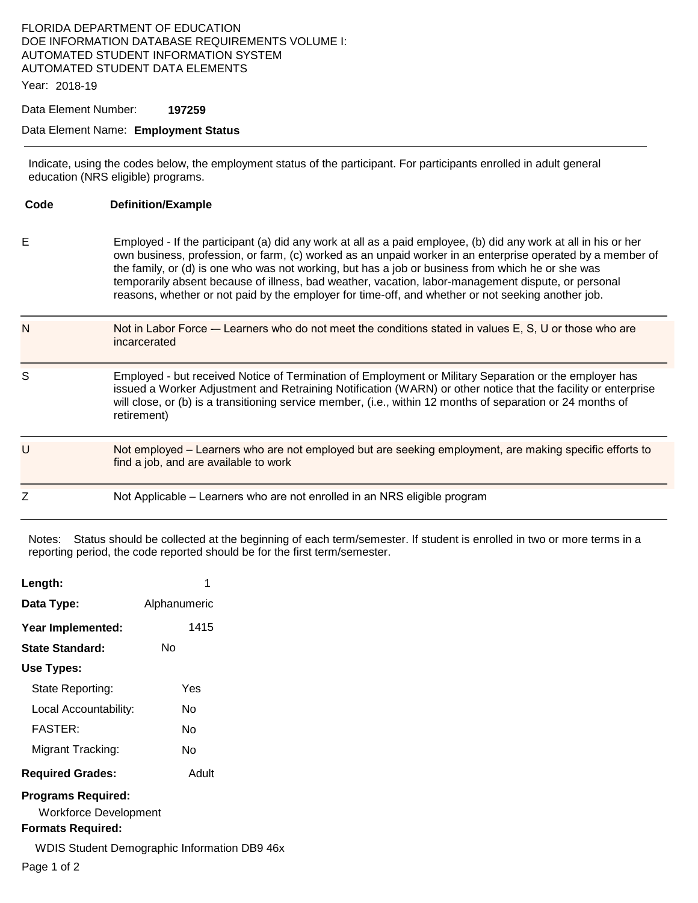FLORIDA DEPARTMENT OF EDUCATION
DOE INFORMATION DATABASE REQUIREMENTS VOLUME I:
AUTOMATED STUDENT INFORMATION SYSTEM
AUTOMATED STUDENT DATA ELEMENTS

Year: 2018-19

Data Element Number: **197259**

Data Element Name: **Employment Status**

---

Indicate, using the codes below, the employment status of the participant. For participants enrolled in adult general education (NRS eligible) programs.

| Code | Definition/Example |
|---|---|
| E | Employed - If the participant (a) did any work at all as a paid employee, (b) did any work at all in his or her own business, profession, or farm, (c) worked as an unpaid worker in an enterprise operated by a member of the family, or (d) is one who was not working, but has a job or business from which he or she was temporarily absent because of illness, bad weather, vacation, labor-management dispute, or personal reasons, whether or not paid by the employer for time-off, and whether or not seeking another job. |
| N | Not in Labor Force -– Learners who do not meet the conditions stated in values E, S, U or those who are incarcerated |
| S | Employed - but received Notice of Termination of Employment or Military Separation or the employer has issued a Worker Adjustment and Retraining Notification (WARN) or other notice that the facility or enterprise will close, or (b) is a transitioning service member, (i.e., within 12 months of separation or 24 months of retirement) |
| U | Not employed – Learners who are not employed but are seeking employment, are making specific efforts to find a job, and are available to work |
| Z | Not Applicable – Learners who are not enrolled in an NRS eligible program |

Notes: Status should be collected at the beginning of each term/semester. If student is enrolled in two or more terms in a reporting period, the code reported should be for the first term/semester.

**Length:** 1

**Data Type:** Alphanumeric

**Year Implemented:** 1415

**State Standard:** No

**Use Types:**

- State Reporting: Yes
- Local Accountability: No
- FASTER: No
- Migrant Tracking: No

**Required Grades:** Adult

**Programs Required:**

Workforce Development

**Formats Required:**

WDIS Student Demographic Information DB9 46x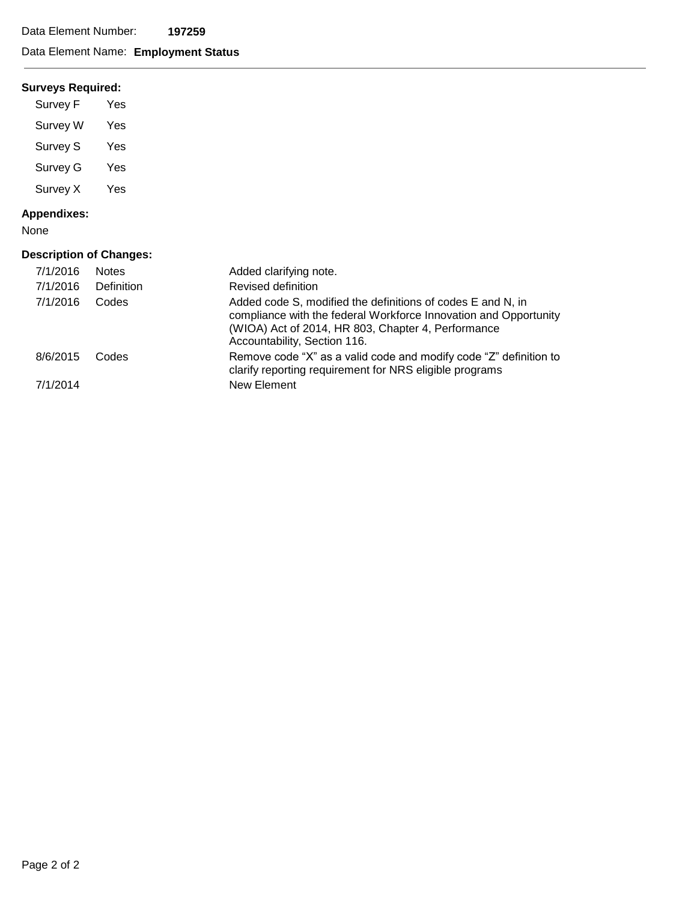Data Element Number: **197259**

Data Element Name: **Employment Status**

---

**Surveys Required:**

| | |
|---|---|
| Survey F | Yes |
| Survey W | Yes |
| Survey S | Yes |
| Survey G | Yes |
| Survey X | Yes |

**Appendixes:**

None

**Description of Changes:**

| | | |
|---|---|---|
| 7/1/2016 | Notes | Added clarifying note. |
| 7/1/2016 | Definition | Revised definition |
| 7/1/2016 | Codes | Added code S, modified the definitions of codes E and N, in compliance with the federal Workforce Innovation and Opportunity (WIOA) Act of 2014, HR 803, Chapter 4, Performance Accountability, Section 116. |
| 8/6/2015 | Codes | Remove code "X" as a valid code and modify code "Z" definition to clarify reporting requirement for NRS eligible programs |
| 7/1/2014 | | New Element |